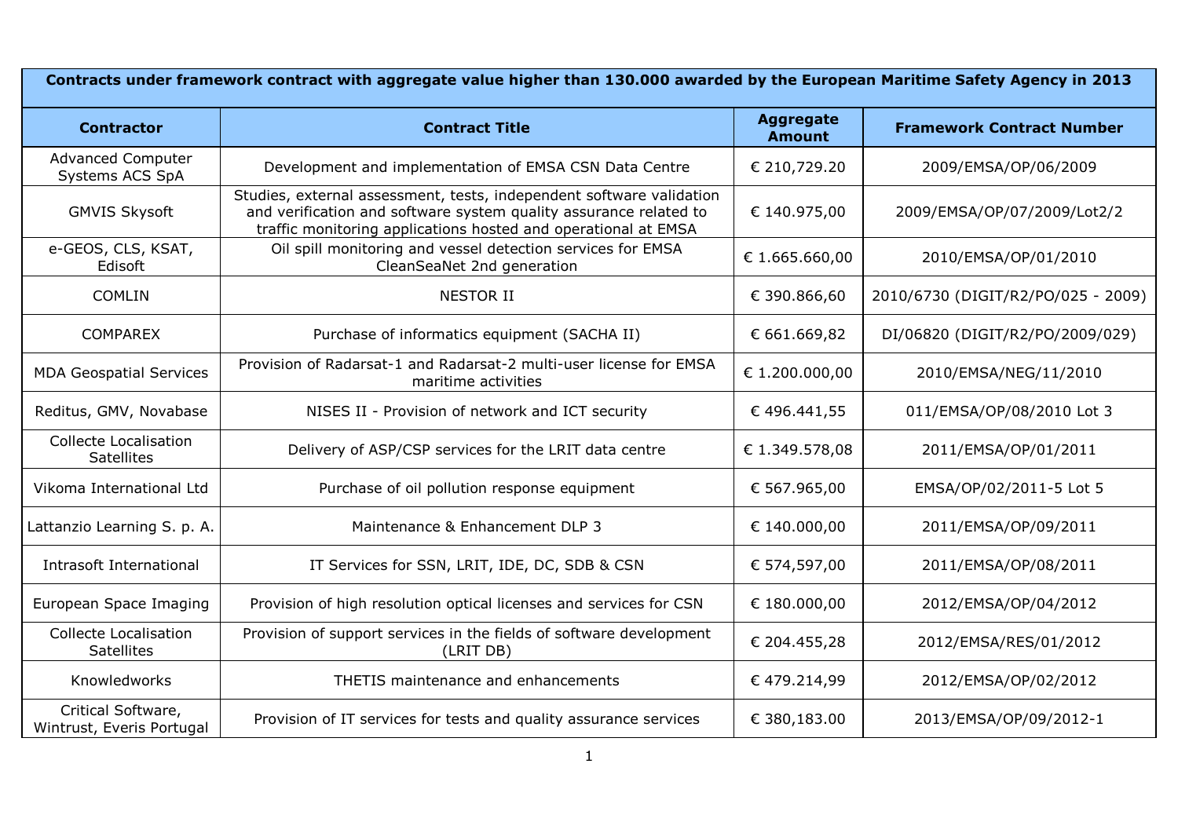| Contracts under framework contract with aggregate value higher than 130.000 awarded by the European Maritime Safety Agency in 2013 | | | |
|---|---|---|---|
| **Contractor** | **Contract Title** | **Aggregate Amount** | **Framework Contract Number** |
| Advanced Computer Systems ACS SpA | Development and implementation of EMSA CSN Data Centre | € 210,729.20 | 2009/EMSA/OP/06/2009 |
| GMVIS Skysoft | Studies, external assessment, tests, independent software validation and verification and software system quality assurance related to traffic monitoring applications hosted and operational at EMSA | € 140.975,00 | 2009/EMSA/OP/07/2009/Lot2/2 |
| e-GEOS, CLS, KSAT, Edisoft | Oil spill monitoring and vessel detection services for EMSA CleanSeaNet 2nd generation | € 1.665.660,00 | 2010/EMSA/OP/01/2010 |
| COMLIN | NESTOR II | € 390.866,60 | 2010/6730 (DIGIT/R2/PO/025 - 2009) |
| COMPAREX | Purchase of informatics equipment (SACHA II) | € 661.669,82 | DI/06820 (DIGIT/R2/PO/2009/029) |
| MDA Geospatial Services | Provision of Radarsat-1 and Radarsat-2 multi-user license for EMSA maritime activities | € 1.200.000,00 | 2010/EMSA/NEG/11/2010 |
| Reditus, GMV, Novabase | NISES II - Provision of network and ICT security | € 496.441,55 | 011/EMSA/OP/08/2010 Lot 3 |
| Collecte Localisation Satellites | Delivery of ASP/CSP services for the LRIT data centre | € 1.349.578,08 | 2011/EMSA/OP/01/2011 |
| Vikoma International Ltd | Purchase of oil pollution response equipment | € 567.965,00 | EMSA/OP/02/2011-5 Lot 5 |
| Lattanzio Learning S. p. A. | Maintenance & Enhancement DLP 3 | € 140.000,00 | 2011/EMSA/OP/09/2011 |
| Intrasoft International | IT Services for SSN, LRIT, IDE, DC, SDB & CSN | € 574,597,00 | 2011/EMSA/OP/08/2011 |
| European Space Imaging | Provision of high resolution optical licenses and services for CSN | € 180.000,00 | 2012/EMSA/OP/04/2012 |
| Collecte Localisation Satellites | Provision of support services in the fields of software development (LRIT DB) | € 204.455,28 | 2012/EMSA/RES/01/2012 |
| Knowledworks | THETIS maintenance and enhancements | € 479.214,99 | 2012/EMSA/OP/02/2012 |
| Critical Software, Wintrust, Everis Portugal | Provision of IT services for tests and quality assurance services | € 380,183.00 | 2013/EMSA/OP/09/2012-1 |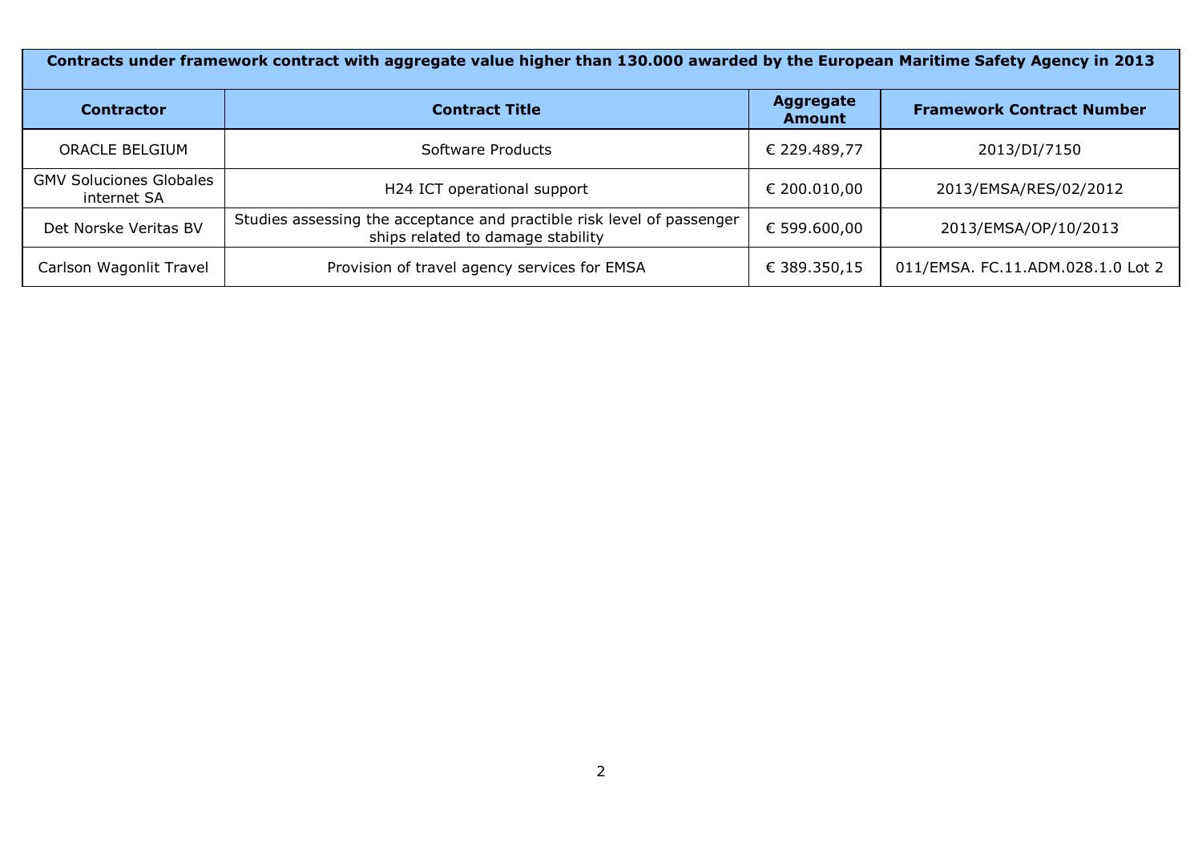| Contracts under framework contract with aggregate value higher than 130.000 awarded by the European Maritime Safety Agency in 2013 | | | |
|---|---|---|---|
| **Contractor** | **Contract Title** | **Aggregate Amount** | **Framework Contract Number** |
| ORACLE BELGIUM | Software Products | € 229.489,77 | 2013/DI/7150 |
| GMV Soluciones Globales internet SA | H24 ICT operational support | € 200.010,00 | 2013/EMSA/RES/02/2012 |
| Det Norske Veritas BV | Studies assessing the acceptance and practible risk level of passenger ships related to damage stability | € 599.600,00 | 2013/EMSA/OP/10/2013 |
| Carlson Wagonlit Travel | Provision of travel agency services for EMSA | € 389.350,15 | 011/EMSA. FC.11.ADM.028.1.0 Lot 2 |